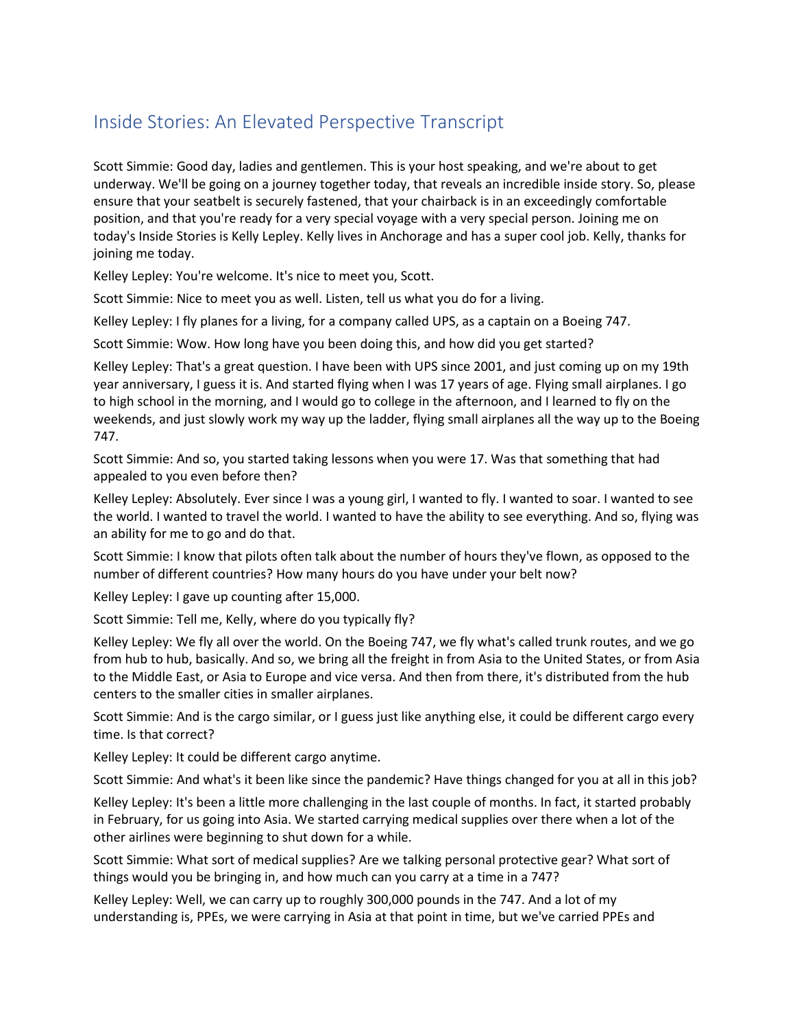# Inside Stories: An Elevated Perspective Transcript

Scott Simmie: Good day, ladies and gentlemen. This is your host speaking, and we're about to get underway. We'll be going on a journey together today, that reveals an incredible inside story. So, please ensure that your seatbelt is securely fastened, that your chairback is in an exceedingly comfortable position, and that you're ready for a very special voyage with a very special person. Joining me on today's Inside Stories is Kelly Lepley. Kelly lives in Anchorage and has a super cool job. Kelly, thanks for joining me today.

Kelley Lepley: You're welcome. It's nice to meet you, Scott.

Scott Simmie: Nice to meet you as well. Listen, tell us what you do for a living.

Kelley Lepley: I fly planes for a living, for a company called UPS, as a captain on a Boeing 747.

Scott Simmie: Wow. How long have you been doing this, and how did you get started?

Kelley Lepley: That's a great question. I have been with UPS since 2001, and just coming up on my 19th year anniversary, I guess it is. And started flying when I was 17 years of age. Flying small airplanes. I go to high school in the morning, and I would go to college in the afternoon, and I learned to fly on the weekends, and just slowly work my way up the ladder, flying small airplanes all the way up to the Boeing 747.

Scott Simmie: And so, you started taking lessons when you were 17. Was that something that had appealed to you even before then?

Kelley Lepley: Absolutely. Ever since I was a young girl, I wanted to fly. I wanted to soar. I wanted to see the world. I wanted to travel the world. I wanted to have the ability to see everything. And so, flying was an ability for me to go and do that.

Scott Simmie: I know that pilots often talk about the number of hours they've flown, as opposed to the number of different countries? How many hours do you have under your belt now?

Kelley Lepley: I gave up counting after 15,000.

Scott Simmie: Tell me, Kelly, where do you typically fly?

Kelley Lepley: We fly all over the world. On the Boeing 747, we fly what's called trunk routes, and we go from hub to hub, basically. And so, we bring all the freight in from Asia to the United States, or from Asia to the Middle East, or Asia to Europe and vice versa. And then from there, it's distributed from the hub centers to the smaller cities in smaller airplanes.

Scott Simmie: And is the cargo similar, or I guess just like anything else, it could be different cargo every time. Is that correct?

Kelley Lepley: It could be different cargo anytime.

Scott Simmie: And what's it been like since the pandemic? Have things changed for you at all in this job?

Kelley Lepley: It's been a little more challenging in the last couple of months. In fact, it started probably in February, for us going into Asia. We started carrying medical supplies over there when a lot of the other airlines were beginning to shut down for a while.

Scott Simmie: What sort of medical supplies? Are we talking personal protective gear? What sort of things would you be bringing in, and how much can you carry at a time in a 747?

Kelley Lepley: Well, we can carry up to roughly 300,000 pounds in the 747. And a lot of my understanding is, PPEs, we were carrying in Asia at that point in time, but we've carried PPEs and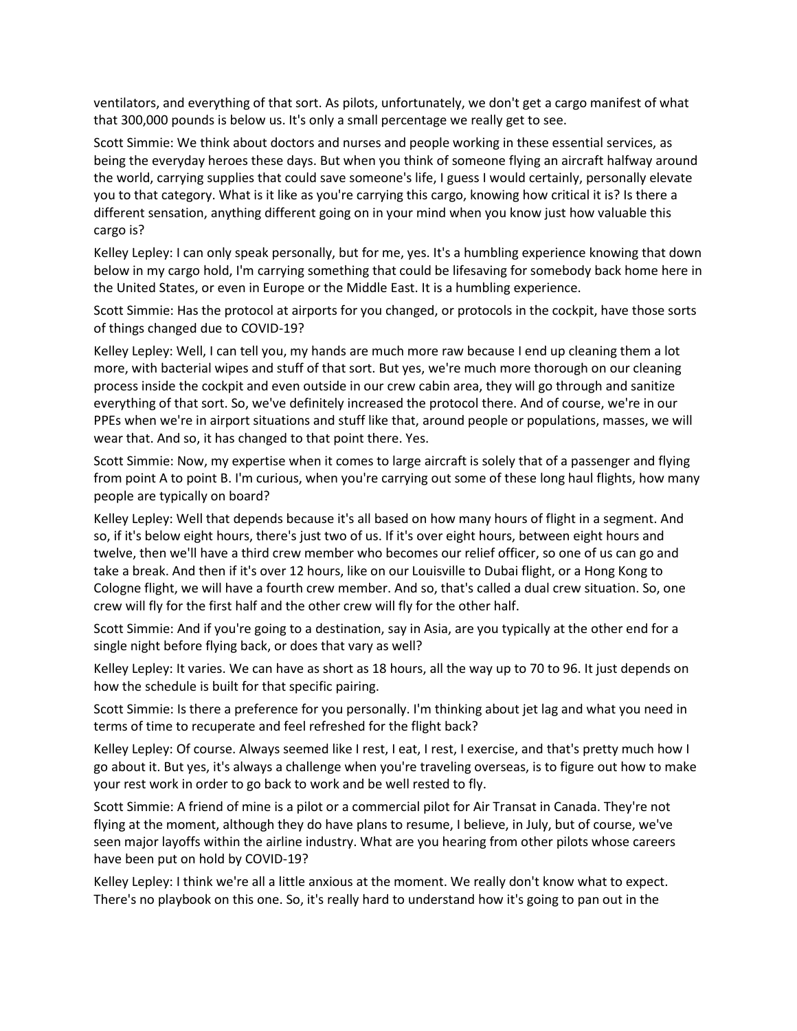ventilators, and everything of that sort. As pilots, unfortunately, we don't get a cargo manifest of what that 300,000 pounds is below us. It's only a small percentage we really get to see.

Scott Simmie: We think about doctors and nurses and people working in these essential services, as being the everyday heroes these days. But when you think of someone flying an aircraft halfway around the world, carrying supplies that could save someone's life, I guess I would certainly, personally elevate you to that category. What is it like as you're carrying this cargo, knowing how critical it is? Is there a different sensation, anything different going on in your mind when you know just how valuable this cargo is?

Kelley Lepley: I can only speak personally, but for me, yes. It's a humbling experience knowing that down below in my cargo hold, I'm carrying something that could be lifesaving for somebody back home here in the United States, or even in Europe or the Middle East. It is a humbling experience.

Scott Simmie: Has the protocol at airports for you changed, or protocols in the cockpit, have those sorts of things changed due to COVID-19?

Kelley Lepley: Well, I can tell you, my hands are much more raw because I end up cleaning them a lot more, with bacterial wipes and stuff of that sort. But yes, we're much more thorough on our cleaning process inside the cockpit and even outside in our crew cabin area, they will go through and sanitize everything of that sort. So, we've definitely increased the protocol there. And of course, we're in our PPEs when we're in airport situations and stuff like that, around people or populations, masses, we will wear that. And so, it has changed to that point there. Yes.

Scott Simmie: Now, my expertise when it comes to large aircraft is solely that of a passenger and flying from point A to point B. I'm curious, when you're carrying out some of these long haul flights, how many people are typically on board?

Kelley Lepley: Well that depends because it's all based on how many hours of flight in a segment. And so, if it's below eight hours, there's just two of us. If it's over eight hours, between eight hours and twelve, then we'll have a third crew member who becomes our relief officer, so one of us can go and take a break. And then if it's over 12 hours, like on our Louisville to Dubai flight, or a Hong Kong to Cologne flight, we will have a fourth crew member. And so, that's called a dual crew situation. So, one crew will fly for the first half and the other crew will fly for the other half.

Scott Simmie: And if you're going to a destination, say in Asia, are you typically at the other end for a single night before flying back, or does that vary as well?

Kelley Lepley: It varies. We can have as short as 18 hours, all the way up to 70 to 96. It just depends on how the schedule is built for that specific pairing.

Scott Simmie: Is there a preference for you personally. I'm thinking about jet lag and what you need in terms of time to recuperate and feel refreshed for the flight back?

Kelley Lepley: Of course. Always seemed like I rest, I eat, I rest, I exercise, and that's pretty much how I go about it. But yes, it's always a challenge when you're traveling overseas, is to figure out how to make your rest work in order to go back to work and be well rested to fly.

Scott Simmie: A friend of mine is a pilot or a commercial pilot for Air Transat in Canada. They're not flying at the moment, although they do have plans to resume, I believe, in July, but of course, we've seen major layoffs within the airline industry. What are you hearing from other pilots whose careers have been put on hold by COVID-19?

Kelley Lepley: I think we're all a little anxious at the moment. We really don't know what to expect. There's no playbook on this one. So, it's really hard to understand how it's going to pan out in the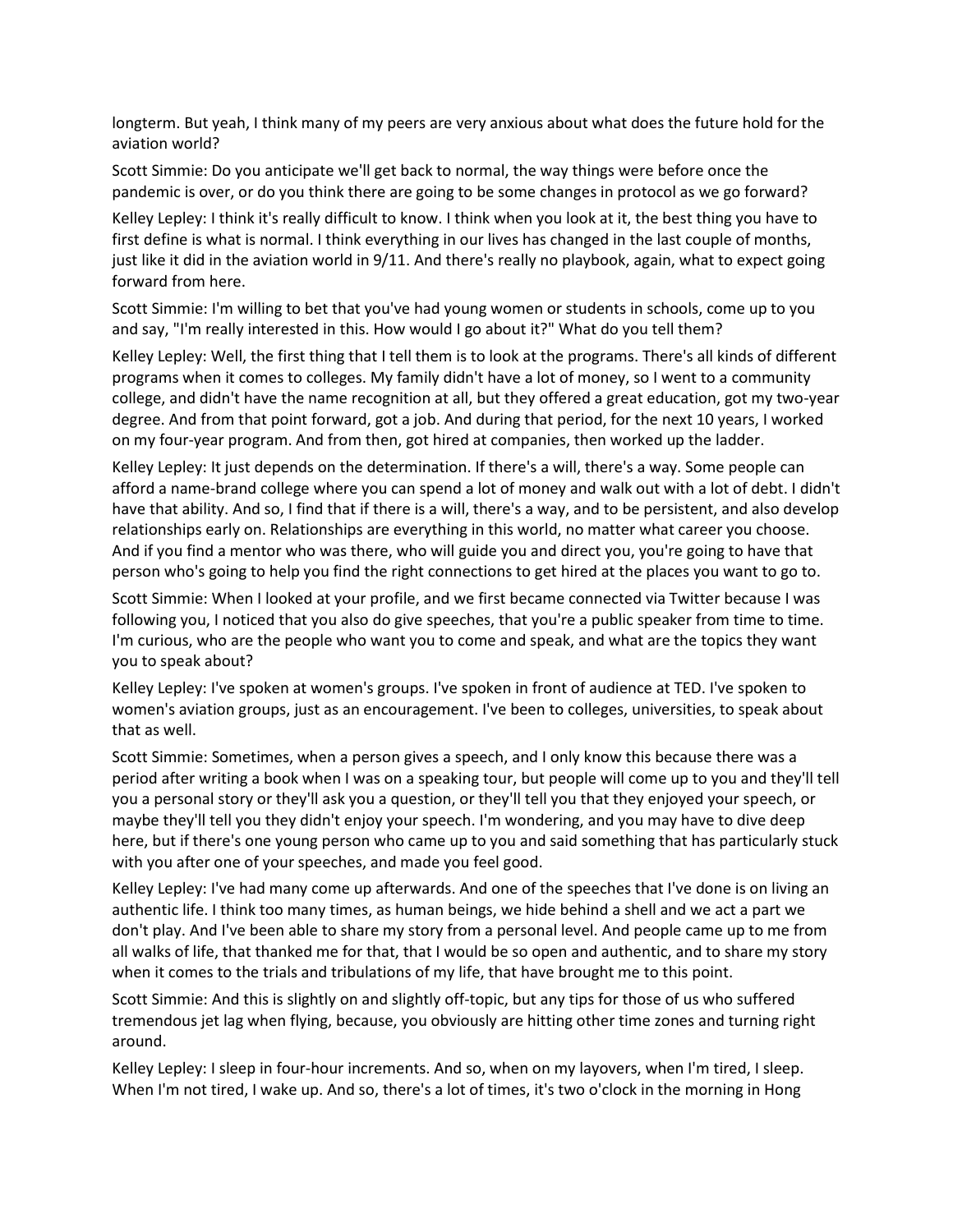longterm. But yeah, I think many of my peers are very anxious about what does the future hold for the aviation world?

Scott Simmie: Do you anticipate we'll get back to normal, the way things were before once the pandemic is over, or do you think there are going to be some changes in protocol as we go forward?

Kelley Lepley: I think it's really difficult to know. I think when you look at it, the best thing you have to first define is what is normal. I think everything in our lives has changed in the last couple of months, just like it did in the aviation world in 9/11. And there's really no playbook, again, what to expect going forward from here.

Scott Simmie: I'm willing to bet that you've had young women or students in schools, come up to you and say, "I'm really interested in this. How would I go about it?" What do you tell them?

Kelley Lepley: Well, the first thing that I tell them is to look at the programs. There's all kinds of different programs when it comes to colleges. My family didn't have a lot of money, so I went to a community college, and didn't have the name recognition at all, but they offered a great education, got my two-year degree. And from that point forward, got a job. And during that period, for the next 10 years, I worked on my four-year program. And from then, got hired at companies, then worked up the ladder.

Kelley Lepley: It just depends on the determination. If there's a will, there's a way. Some people can afford a name-brand college where you can spend a lot of money and walk out with a lot of debt. I didn't have that ability. And so, I find that if there is a will, there's a way, and to be persistent, and also develop relationships early on. Relationships are everything in this world, no matter what career you choose. And if you find a mentor who was there, who will guide you and direct you, you're going to have that person who's going to help you find the right connections to get hired at the places you want to go to.

Scott Simmie: When I looked at your profile, and we first became connected via Twitter because I was following you, I noticed that you also do give speeches, that you're a public speaker from time to time. I'm curious, who are the people who want you to come and speak, and what are the topics they want you to speak about?

Kelley Lepley: I've spoken at women's groups. I've spoken in front of audience at TED. I've spoken to women's aviation groups, just as an encouragement. I've been to colleges, universities, to speak about that as well.

Scott Simmie: Sometimes, when a person gives a speech, and I only know this because there was a period after writing a book when I was on a speaking tour, but people will come up to you and they'll tell you a personal story or they'll ask you a question, or they'll tell you that they enjoyed your speech, or maybe they'll tell you they didn't enjoy your speech. I'm wondering, and you may have to dive deep here, but if there's one young person who came up to you and said something that has particularly stuck with you after one of your speeches, and made you feel good.

Kelley Lepley: I've had many come up afterwards. And one of the speeches that I've done is on living an authentic life. I think too many times, as human beings, we hide behind a shell and we act a part we don't play. And I've been able to share my story from a personal level. And people came up to me from all walks of life, that thanked me for that, that I would be so open and authentic, and to share my story when it comes to the trials and tribulations of my life, that have brought me to this point.

Scott Simmie: And this is slightly on and slightly off-topic, but any tips for those of us who suffered tremendous jet lag when flying, because, you obviously are hitting other time zones and turning right around.

Kelley Lepley: I sleep in four-hour increments. And so, when on my layovers, when I'm tired, I sleep. When I'm not tired, I wake up. And so, there's a lot of times, it's two o'clock in the morning in Hong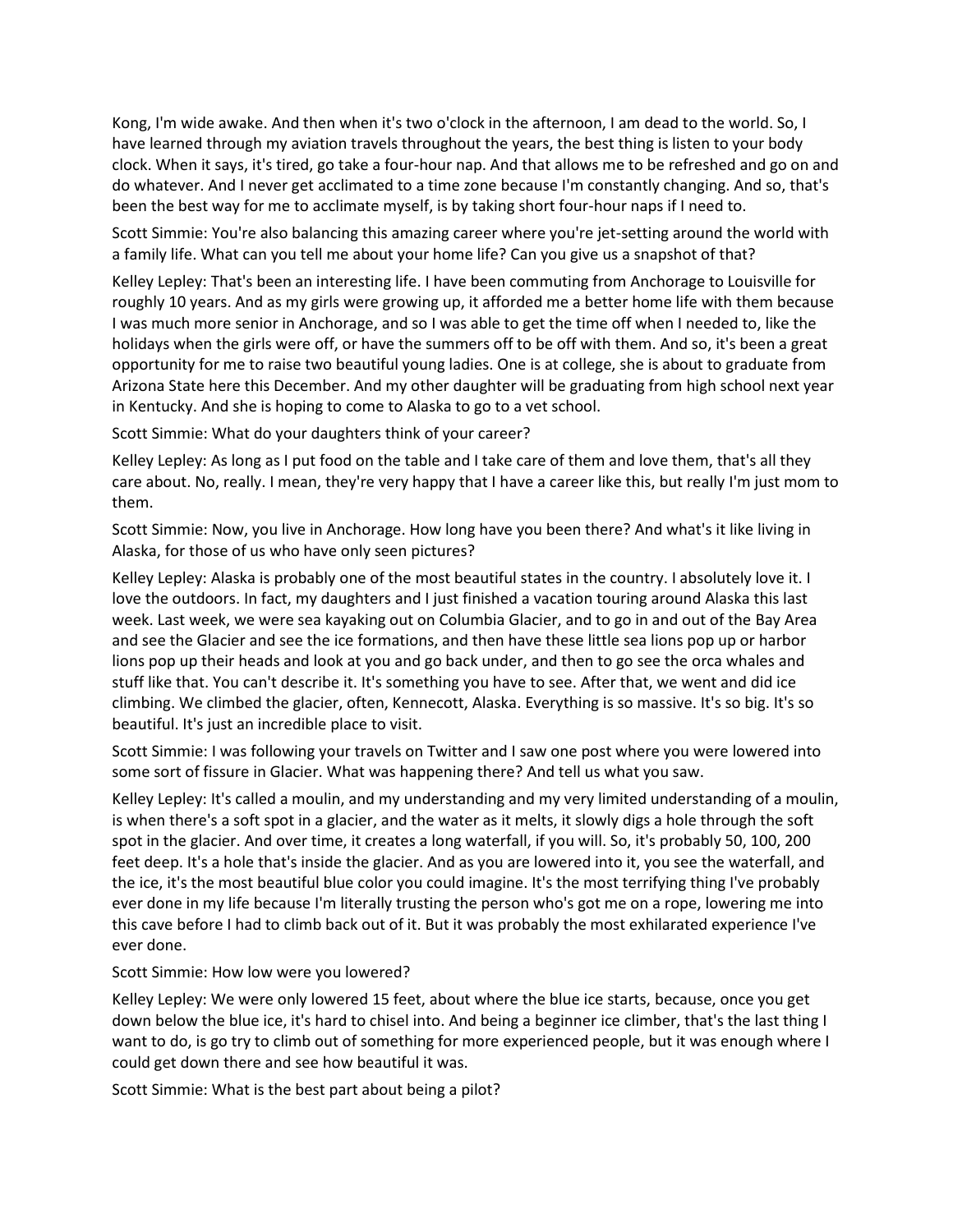Kong, I'm wide awake. And then when it's two o'clock in the afternoon, I am dead to the world. So, I have learned through my aviation travels throughout the years, the best thing is listen to your body clock. When it says, it's tired, go take a four-hour nap. And that allows me to be refreshed and go on and do whatever. And I never get acclimated to a time zone because I'm constantly changing. And so, that's been the best way for me to acclimate myself, is by taking short four-hour naps if I need to.

Scott Simmie: You're also balancing this amazing career where you're jet-setting around the world with a family life. What can you tell me about your home life? Can you give us a snapshot of that?

Kelley Lepley: That's been an interesting life. I have been commuting from Anchorage to Louisville for roughly 10 years. And as my girls were growing up, it afforded me a better home life with them because I was much more senior in Anchorage, and so I was able to get the time off when I needed to, like the holidays when the girls were off, or have the summers off to be off with them. And so, it's been a great opportunity for me to raise two beautiful young ladies. One is at college, she is about to graduate from Arizona State here this December. And my other daughter will be graduating from high school next year in Kentucky. And she is hoping to come to Alaska to go to a vet school.

Scott Simmie: What do your daughters think of your career?

Kelley Lepley: As long as I put food on the table and I take care of them and love them, that's all they care about. No, really. I mean, they're very happy that I have a career like this, but really I'm just mom to them.

Scott Simmie: Now, you live in Anchorage. How long have you been there? And what's it like living in Alaska, for those of us who have only seen pictures?

Kelley Lepley: Alaska is probably one of the most beautiful states in the country. I absolutely love it. I love the outdoors. In fact, my daughters and I just finished a vacation touring around Alaska this last week. Last week, we were sea kayaking out on Columbia Glacier, and to go in and out of the Bay Area and see the Glacier and see the ice formations, and then have these little sea lions pop up or harbor lions pop up their heads and look at you and go back under, and then to go see the orca whales and stuff like that. You can't describe it. It's something you have to see. After that, we went and did ice climbing. We climbed the glacier, often, Kennecott, Alaska. Everything is so massive. It's so big. It's so beautiful. It's just an incredible place to visit.

Scott Simmie: I was following your travels on Twitter and I saw one post where you were lowered into some sort of fissure in Glacier. What was happening there? And tell us what you saw.

Kelley Lepley: It's called a moulin, and my understanding and my very limited understanding of a moulin, is when there's a soft spot in a glacier, and the water as it melts, it slowly digs a hole through the soft spot in the glacier. And over time, it creates a long waterfall, if you will. So, it's probably 50, 100, 200 feet deep. It's a hole that's inside the glacier. And as you are lowered into it, you see the waterfall, and the ice, it's the most beautiful blue color you could imagine. It's the most terrifying thing I've probably ever done in my life because I'm literally trusting the person who's got me on a rope, lowering me into this cave before I had to climb back out of it. But it was probably the most exhilarated experience I've ever done.

Scott Simmie: How low were you lowered?

Kelley Lepley: We were only lowered 15 feet, about where the blue ice starts, because, once you get down below the blue ice, it's hard to chisel into. And being a beginner ice climber, that's the last thing I want to do, is go try to climb out of something for more experienced people, but it was enough where I could get down there and see how beautiful it was.

Scott Simmie: What is the best part about being a pilot?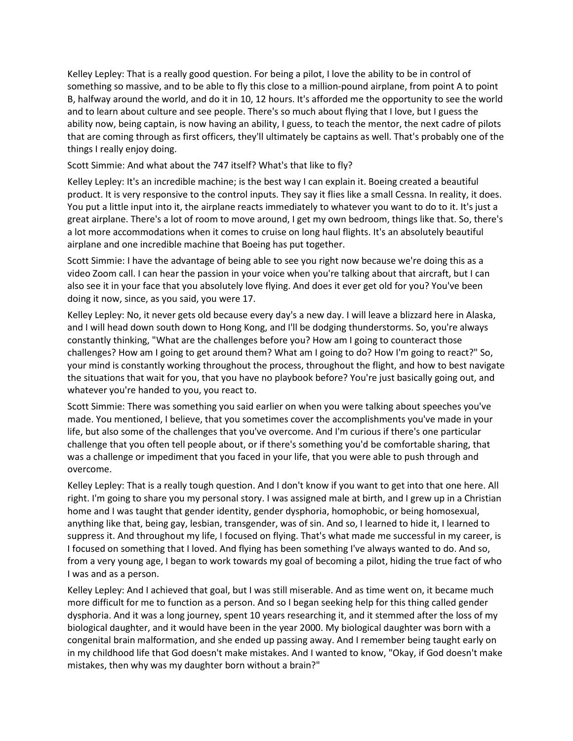Kelley Lepley: That is a really good question. For being a pilot, I love the ability to be in control of something so massive, and to be able to fly this close to a million-pound airplane, from point A to point B, halfway around the world, and do it in 10, 12 hours. It's afforded me the opportunity to see the world and to learn about culture and see people. There's so much about flying that I love, but I guess the ability now, being captain, is now having an ability, I guess, to teach the mentor, the next cadre of pilots that are coming through as first officers, they'll ultimately be captains as well. That's probably one of the things I really enjoy doing.

Scott Simmie: And what about the 747 itself? What's that like to fly?

Kelley Lepley: It's an incredible machine; is the best way I can explain it. Boeing created a beautiful product. It is very responsive to the control inputs. They say it flies like a small Cessna. In reality, it does. You put a little input into it, the airplane reacts immediately to whatever you want to do to it. It's just a great airplane. There's a lot of room to move around, I get my own bedroom, things like that. So, there's a lot more accommodations when it comes to cruise on long haul flights. It's an absolutely beautiful airplane and one incredible machine that Boeing has put together.

Scott Simmie: I have the advantage of being able to see you right now because we're doing this as a video Zoom call. I can hear the passion in your voice when you're talking about that aircraft, but I can also see it in your face that you absolutely love flying. And does it ever get old for you? You've been doing it now, since, as you said, you were 17.

Kelley Lepley: No, it never gets old because every day's a new day. I will leave a blizzard here in Alaska, and I will head down south down to Hong Kong, and I'll be dodging thunderstorms. So, you're always constantly thinking, "What are the challenges before you? How am I going to counteract those challenges? How am I going to get around them? What am I going to do? How I'm going to react?" So, your mind is constantly working throughout the process, throughout the flight, and how to best navigate the situations that wait for you, that you have no playbook before? You're just basically going out, and whatever you're handed to you, you react to.

Scott Simmie: There was something you said earlier on when you were talking about speeches you've made. You mentioned, I believe, that you sometimes cover the accomplishments you've made in your life, but also some of the challenges that you've overcome. And I'm curious if there's one particular challenge that you often tell people about, or if there's something you'd be comfortable sharing, that was a challenge or impediment that you faced in your life, that you were able to push through and overcome.

Kelley Lepley: That is a really tough question. And I don't know if you want to get into that one here. All right. I'm going to share you my personal story. I was assigned male at birth, and I grew up in a Christian home and I was taught that gender identity, gender dysphoria, homophobic, or being homosexual, anything like that, being gay, lesbian, transgender, was of sin. And so, I learned to hide it, I learned to suppress it. And throughout my life, I focused on flying. That's what made me successful in my career, is I focused on something that I loved. And flying has been something I've always wanted to do. And so, from a very young age, I began to work towards my goal of becoming a pilot, hiding the true fact of who I was and as a person.

Kelley Lepley: And I achieved that goal, but I was still miserable. And as time went on, it became much more difficult for me to function as a person. And so I began seeking help for this thing called gender dysphoria. And it was a long journey, spent 10 years researching it, and it stemmed after the loss of my biological daughter, and it would have been in the year 2000. My biological daughter was born with a congenital brain malformation, and she ended up passing away. And I remember being taught early on in my childhood life that God doesn't make mistakes. And I wanted to know, "Okay, if God doesn't make mistakes, then why was my daughter born without a brain?"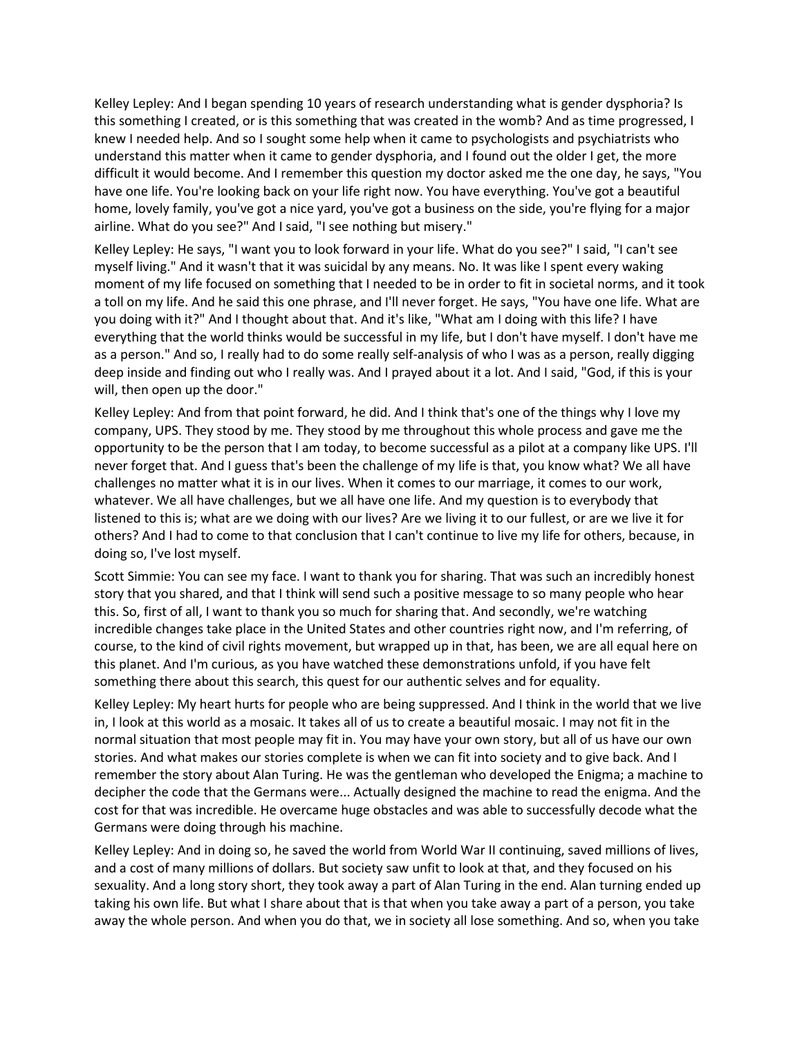Kelley Lepley: And I began spending 10 years of research understanding what is gender dysphoria? Is this something I created, or is this something that was created in the womb? And as time progressed, I knew I needed help. And so I sought some help when it came to psychologists and psychiatrists who understand this matter when it came to gender dysphoria, and I found out the older I get, the more difficult it would become. And I remember this question my doctor asked me the one day, he says, "You have one life. You're looking back on your life right now. You have everything. You've got a beautiful home, lovely family, you've got a nice yard, you've got a business on the side, you're flying for a major airline. What do you see?" And I said, "I see nothing but misery."

Kelley Lepley: He says, "I want you to look forward in your life. What do you see?" I said, "I can't see myself living." And it wasn't that it was suicidal by any means. No. It was like I spent every waking moment of my life focused on something that I needed to be in order to fit in societal norms, and it took a toll on my life. And he said this one phrase, and I'll never forget. He says, "You have one life. What are you doing with it?" And I thought about that. And it's like, "What am I doing with this life? I have everything that the world thinks would be successful in my life, but I don't have myself. I don't have me as a person." And so, I really had to do some really self-analysis of who I was as a person, really digging deep inside and finding out who I really was. And I prayed about it a lot. And I said, "God, if this is your will, then open up the door."

Kelley Lepley: And from that point forward, he did. And I think that's one of the things why I love my company, UPS. They stood by me. They stood by me throughout this whole process and gave me the opportunity to be the person that I am today, to become successful as a pilot at a company like UPS. I'll never forget that. And I guess that's been the challenge of my life is that, you know what? We all have challenges no matter what it is in our lives. When it comes to our marriage, it comes to our work, whatever. We all have challenges, but we all have one life. And my question is to everybody that listened to this is; what are we doing with our lives? Are we living it to our fullest, or are we live it for others? And I had to come to that conclusion that I can't continue to live my life for others, because, in doing so, I've lost myself.

Scott Simmie: You can see my face. I want to thank you for sharing. That was such an incredibly honest story that you shared, and that I think will send such a positive message to so many people who hear this. So, first of all, I want to thank you so much for sharing that. And secondly, we're watching incredible changes take place in the United States and other countries right now, and I'm referring, of course, to the kind of civil rights movement, but wrapped up in that, has been, we are all equal here on this planet. And I'm curious, as you have watched these demonstrations unfold, if you have felt something there about this search, this quest for our authentic selves and for equality.

Kelley Lepley: My heart hurts for people who are being suppressed. And I think in the world that we live in, I look at this world as a mosaic. It takes all of us to create a beautiful mosaic. I may not fit in the normal situation that most people may fit in. You may have your own story, but all of us have our own stories. And what makes our stories complete is when we can fit into society and to give back. And I remember the story about Alan Turing. He was the gentleman who developed the Enigma; a machine to decipher the code that the Germans were... Actually designed the machine to read the enigma. And the cost for that was incredible. He overcame huge obstacles and was able to successfully decode what the Germans were doing through his machine.

Kelley Lepley: And in doing so, he saved the world from World War II continuing, saved millions of lives, and a cost of many millions of dollars. But society saw unfit to look at that, and they focused on his sexuality. And a long story short, they took away a part of Alan Turing in the end. Alan turning ended up taking his own life. But what I share about that is that when you take away a part of a person, you take away the whole person. And when you do that, we in society all lose something. And so, when you take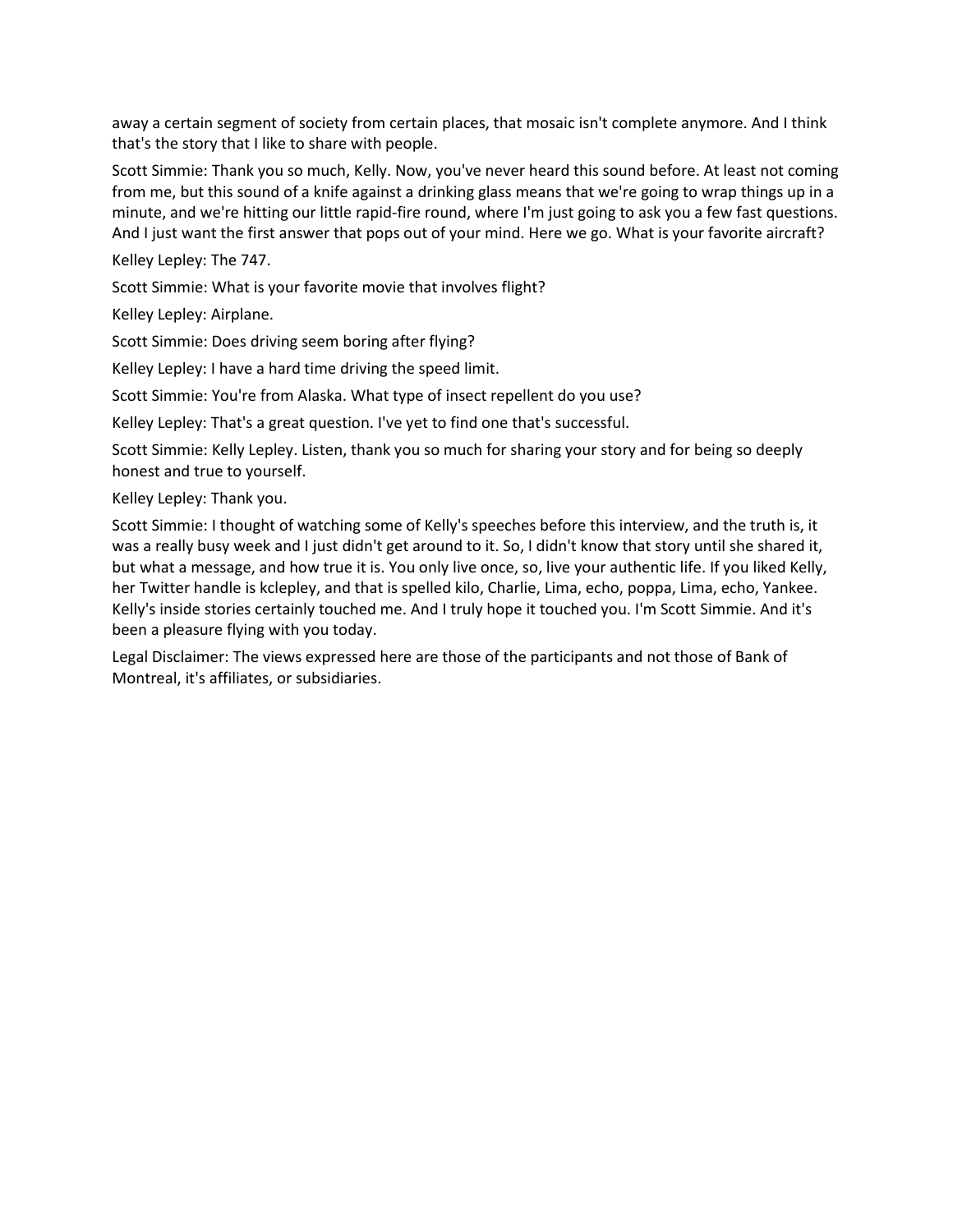away a certain segment of society from certain places, that mosaic isn't complete anymore. And I think that's the story that I like to share with people.

Scott Simmie: Thank you so much, Kelly. Now, you've never heard this sound before. At least not coming from me, but this sound of a knife against a drinking glass means that we're going to wrap things up in a minute, and we're hitting our little rapid-fire round, where I'm just going to ask you a few fast questions. And I just want the first answer that pops out of your mind. Here we go. What is your favorite aircraft?

Kelley Lepley: The 747.

Scott Simmie: What is your favorite movie that involves flight?

Kelley Lepley: Airplane.

Scott Simmie: Does driving seem boring after flying?

Kelley Lepley: I have a hard time driving the speed limit.

Scott Simmie: You're from Alaska. What type of insect repellent do you use?

Kelley Lepley: That's a great question. I've yet to find one that's successful.

Scott Simmie: Kelly Lepley. Listen, thank you so much for sharing your story and for being so deeply honest and true to yourself.

Kelley Lepley: Thank you.

Scott Simmie: I thought of watching some of Kelly's speeches before this interview, and the truth is, it was a really busy week and I just didn't get around to it. So, I didn't know that story until she shared it, but what a message, and how true it is. You only live once, so, live your authentic life. If you liked Kelly, her Twitter handle is kclepley, and that is spelled kilo, Charlie, Lima, echo, poppa, Lima, echo, Yankee. Kelly's inside stories certainly touched me. And I truly hope it touched you. I'm Scott Simmie. And it's been a pleasure flying with you today.

Legal Disclaimer: The views expressed here are those of the participants and not those of Bank of Montreal, it's affiliates, or subsidiaries.